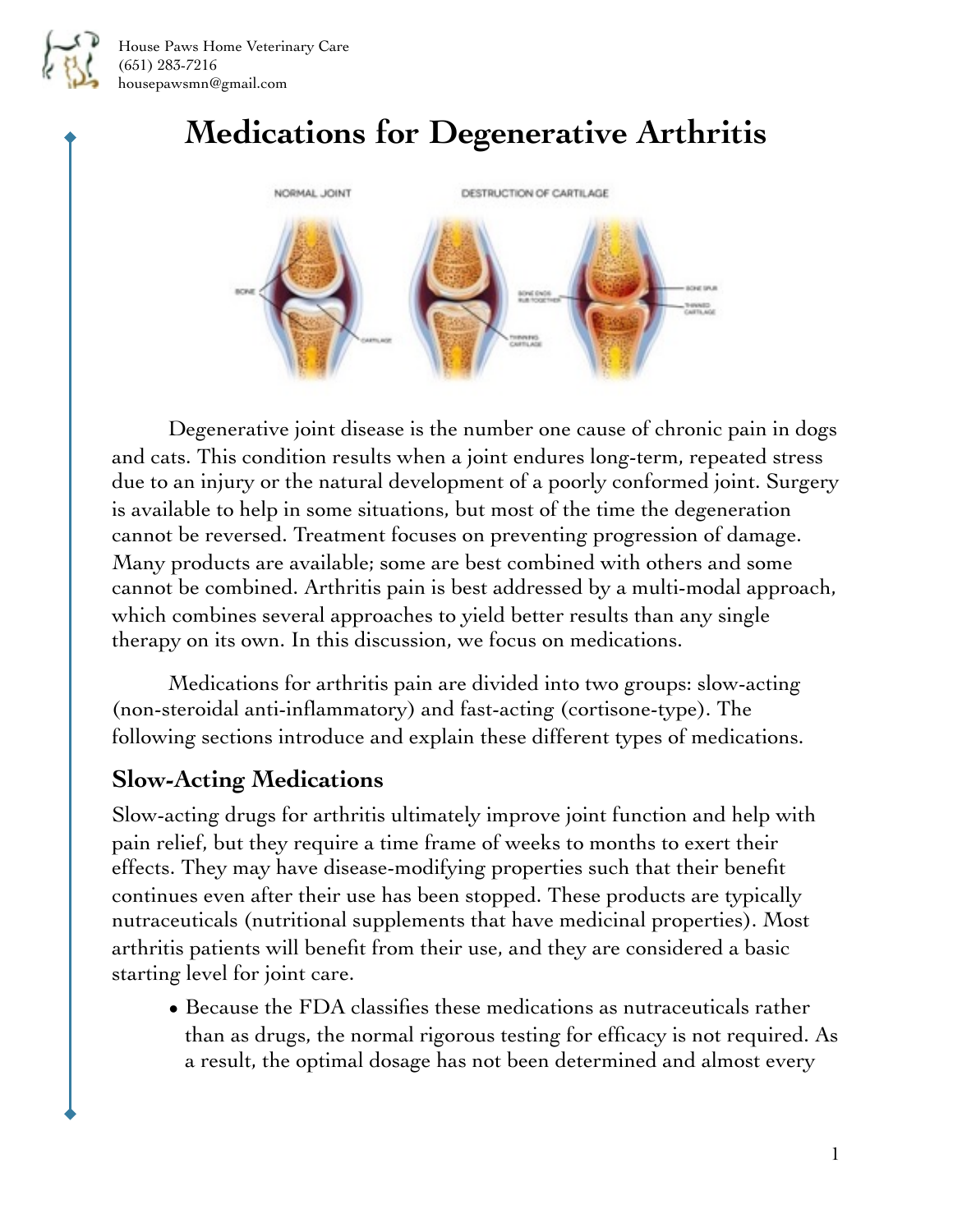House Paws Home Veterinary Care
(651) 283-7216
housepawsmn@gmail.com

# Medications for Degenerative Arthritis

Degenerative joint disease is the number one cause of chronic pain in dogs and cats. This condition results when a joint endures long-term, repeated stress due to an injury or the natural development of a poorly conformed joint. Surgery is available to help in some situations, but most of the time the degeneration cannot be reversed. Treatment focuses on preventing progression of damage. Many products are available; some are best combined with others and some cannot be combined. Arthritis pain is best addressed by a multi-modal approach, which combines several approaches to yield better results than any single therapy on its own. In this discussion, we focus on medications.

Medications for arthritis pain are divided into two groups: slow-acting (non-steroidal anti-inflammatory) and fast-acting (cortisone-type). The following sections introduce and explain these different types of medications.

## Slow-Acting Medications

Slow-acting drugs for arthritis ultimately improve joint function and help with pain relief, but they require a time frame of weeks to months to exert their effects. They may have disease-modifying properties such that their benefit continues even after their use has been stopped. These products are typically nutraceuticals (nutritional supplements that have medicinal properties). Most arthritis patients will benefit from their use, and they are considered a basic starting level for joint care.

- Because the FDA classifies these medications as nutraceuticals rather than as drugs, the normal rigorous testing for efficacy is not required. As a result, the optimal dosage has not been determined and almost every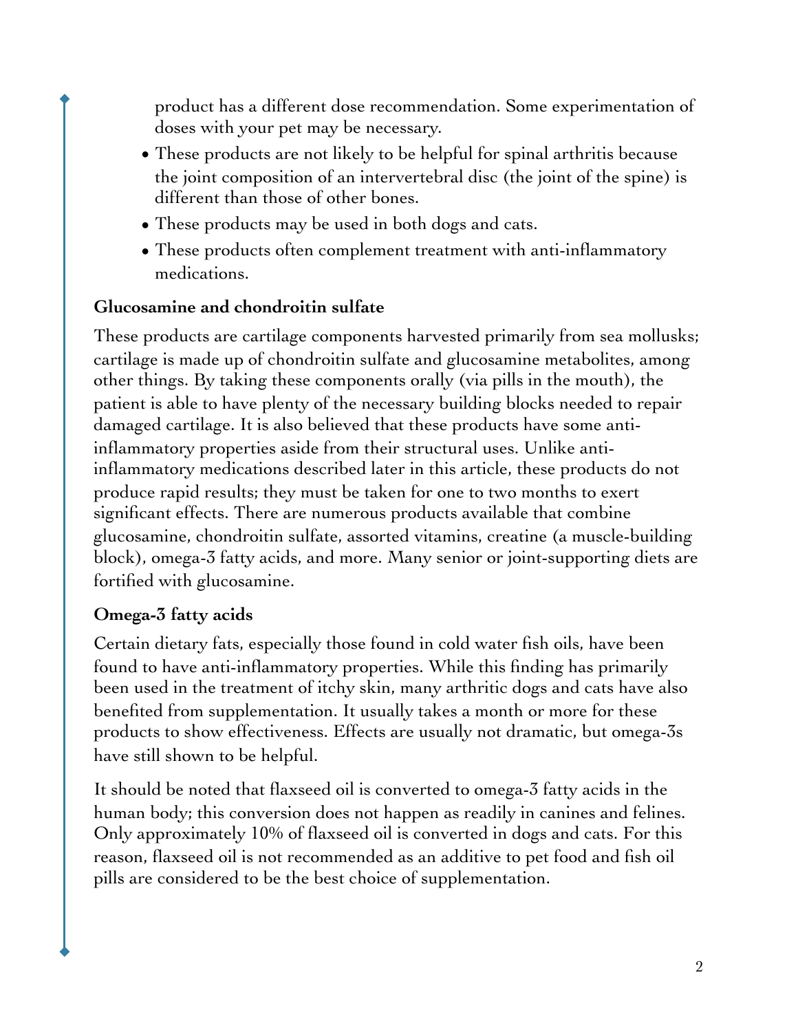product has a different dose recommendation. Some experimentation of doses with your pet may be necessary.

- These products are not likely to be helpful for spinal arthritis because the joint composition of an intervertebral disc (the joint of the spine) is different than those of other bones.
- These products may be used in both dogs and cats.
- These products often complement treatment with anti-inflammatory medications.

**Glucosamine and chondroitin sulfate**

These products are cartilage components harvested primarily from sea mollusks; cartilage is made up of chondroitin sulfate and glucosamine metabolites, among other things. By taking these components orally (via pills in the mouth), the patient is able to have plenty of the necessary building blocks needed to repair damaged cartilage. It is also believed that these products have some anti-inflammatory properties aside from their structural uses. Unlike anti-inflammatory medications described later in this article, these products do not produce rapid results; they must be taken for one to two months to exert significant effects. There are numerous products available that combine glucosamine, chondroitin sulfate, assorted vitamins, creatine (a muscle-building block), omega-3 fatty acids, and more. Many senior or joint-supporting diets are fortified with glucosamine.

**Omega-3 fatty acids**

Certain dietary fats, especially those found in cold water fish oils, have been found to have anti-inflammatory properties. While this finding has primarily been used in the treatment of itchy skin, many arthritic dogs and cats have also benefited from supplementation. It usually takes a month or more for these products to show effectiveness. Effects are usually not dramatic, but omega-3s have still shown to be helpful.

It should be noted that flaxseed oil is converted to omega-3 fatty acids in the human body; this conversion does not happen as readily in canines and felines. Only approximately 10% of flaxseed oil is converted in dogs and cats. For this reason, flaxseed oil is not recommended as an additive to pet food and fish oil pills are considered to be the best choice of supplementation.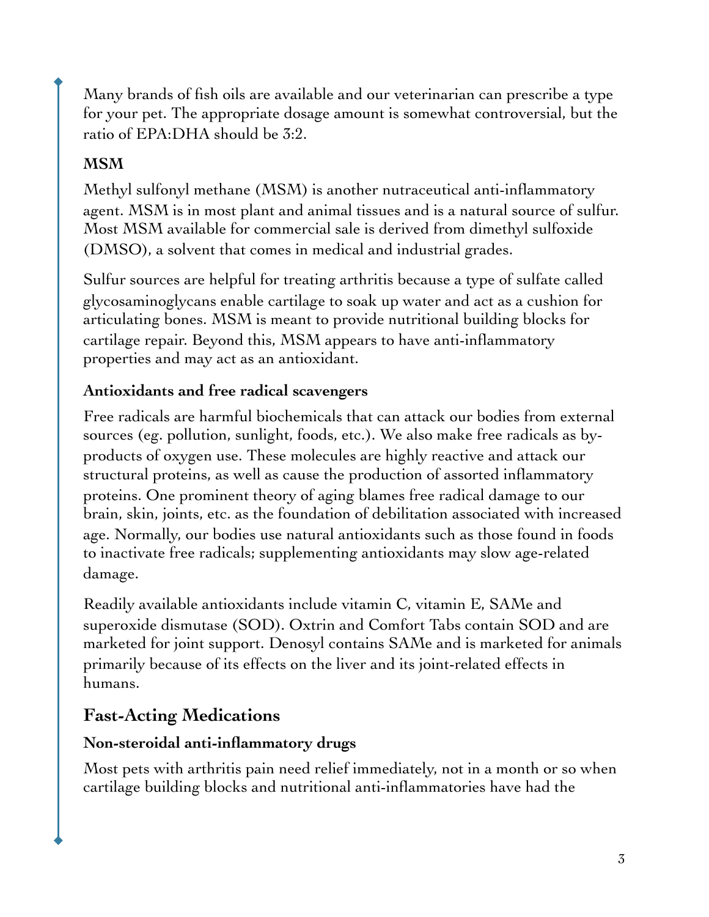Many brands of fish oils are available and our veterinarian can prescribe a type for your pet. The appropriate dosage amount is somewhat controversial, but the ratio of EPA:DHA should be 3:2.

#### MSM

Methyl sulfonyl methane (MSM) is another nutraceutical anti-inflammatory agent. MSM is in most plant and animal tissues and is a natural source of sulfur. Most MSM available for commercial sale is derived from dimethyl sulfoxide (DMSO), a solvent that comes in medical and industrial grades.

Sulfur sources are helpful for treating arthritis because a type of sulfate called glycosaminoglycans enable cartilage to soak up water and act as a cushion for articulating bones. MSM is meant to provide nutritional building blocks for cartilage repair. Beyond this, MSM appears to have anti-inflammatory properties and may act as an antioxidant.

#### Antioxidants and free radical scavengers

Free radicals are harmful biochemicals that can attack our bodies from external sources (eg. pollution, sunlight, foods, etc.). We also make free radicals as by-products of oxygen use. These molecules are highly reactive and attack our structural proteins, as well as cause the production of assorted inflammatory proteins. One prominent theory of aging blames free radical damage to our brain, skin, joints, etc. as the foundation of debilitation associated with increased age. Normally, our bodies use natural antioxidants such as those found in foods to inactivate free radicals; supplementing antioxidants may slow age-related damage.

Readily available antioxidants include vitamin C, vitamin E, SAMe and superoxide dismutase (SOD). Oxtrin and Comfort Tabs contain SOD and are marketed for joint support. Denosyl contains SAMe and is marketed for animals primarily because of its effects on the liver and its joint-related effects in humans.

### Fast-Acting Medications

#### Non-steroidal anti-inflammatory drugs

Most pets with arthritis pain need relief immediately, not in a month or so when cartilage building blocks and nutritional anti-inflammatories have had the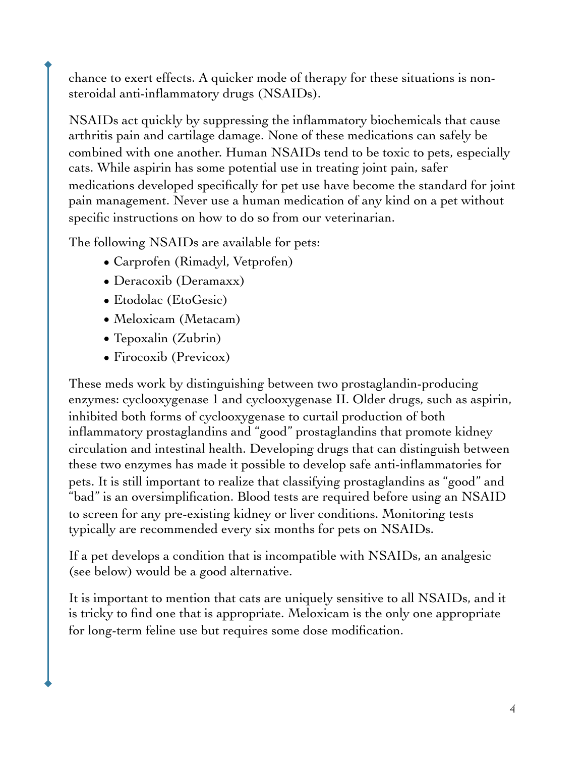chance to exert effects. A quicker mode of therapy for these situations is non-steroidal anti-inflammatory drugs (NSAIDs).

NSAIDs act quickly by suppressing the inflammatory biochemicals that cause arthritis pain and cartilage damage. None of these medications can safely be combined with one another. Human NSAIDs tend to be toxic to pets, especially cats. While aspirin has some potential use in treating joint pain, safer medications developed specifically for pet use have become the standard for joint pain management. Never use a human medication of any kind on a pet without specific instructions on how to do so from our veterinarian.

The following NSAIDs are available for pets:

- Carprofen (Rimadyl, Vetprofen)
- Deracoxib (Deramaxx)
- Etodolac (EtoGesic)
- Meloxicam (Metacam)
- Tepoxalin (Zubrin)
- Firocoxib (Previcox)

These meds work by distinguishing between two prostaglandin-producing enzymes: cyclooxygenase 1 and cyclooxygenase II. Older drugs, such as aspirin, inhibited both forms of cyclooxygenase to curtail production of both inflammatory prostaglandins and "good" prostaglandins that promote kidney circulation and intestinal health. Developing drugs that can distinguish between these two enzymes has made it possible to develop safe anti-inflammatories for pets. It is still important to realize that classifying prostaglandins as "good" and "bad" is an oversimplification. Blood tests are required before using an NSAID to screen for any pre-existing kidney or liver conditions. Monitoring tests typically are recommended every six months for pets on NSAIDs.

If a pet develops a condition that is incompatible with NSAIDs, an analgesic (see below) would be a good alternative.

It is important to mention that cats are uniquely sensitive to all NSAIDs, and it is tricky to find one that is appropriate. Meloxicam is the only one appropriate for long-term feline use but requires some dose modification.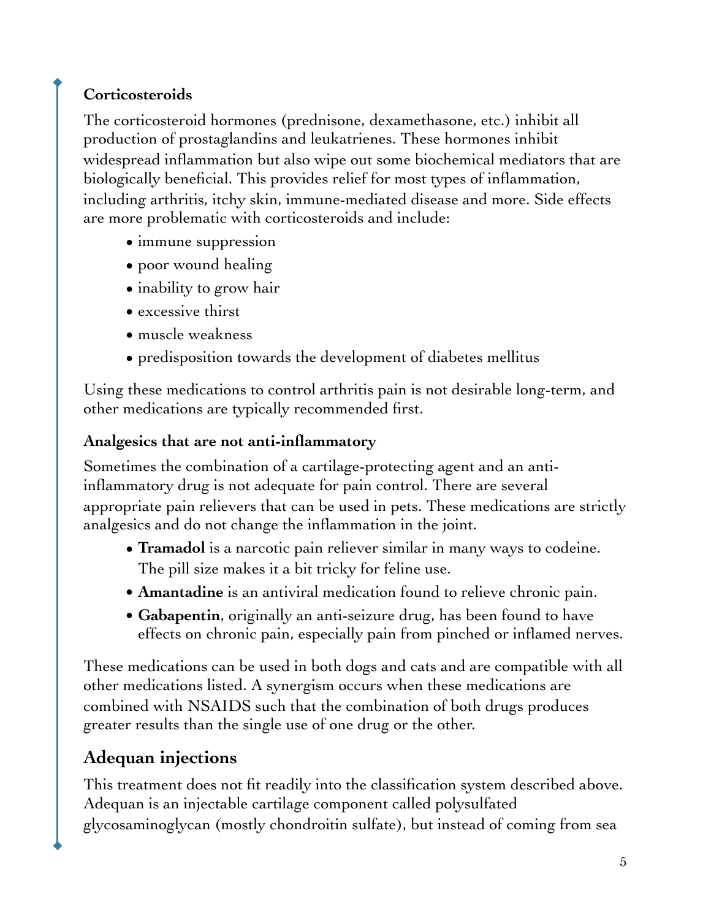**Corticosteroids**

The corticosteroid hormones (prednisone, dexamethasone, etc.) inhibit all production of prostaglandins and leukatrienes. These hormones inhibit widespread inflammation but also wipe out some biochemical mediators that are biologically beneficial. This provides relief for most types of inflammation, including arthritis, itchy skin, immune-mediated disease and more. Side effects are more problematic with corticosteroids and include:

- immune suppression
- poor wound healing
- inability to grow hair
- excessive thirst
- muscle weakness
- predisposition towards the development of diabetes mellitus

Using these medications to control arthritis pain is not desirable long-term, and other medications are typically recommended first.

**Analgesics that are not anti-inflammatory**

Sometimes the combination of a cartilage-protecting agent and an anti-inflammatory drug is not adequate for pain control. There are several appropriate pain relievers that can be used in pets. These medications are strictly analgesics and do not change the inflammation in the joint.

- **Tramadol** is a narcotic pain reliever similar in many ways to codeine. The pill size makes it a bit tricky for feline use.
- **Amantadine** is an antiviral medication found to relieve chronic pain.
- **Gabapentin**, originally an anti-seizure drug, has been found to have effects on chronic pain, especially pain from pinched or inflamed nerves.

These medications can be used in both dogs and cats and are compatible with all other medications listed. A synergism occurs when these medications are combined with NSAIDS such that the combination of both drugs produces greater results than the single use of one drug or the other.

## Adequan injections

This treatment does not fit readily into the classification system described above. Adequan is an injectable cartilage component called polysulfated glycosaminoglycan (mostly chondroitin sulfate), but instead of coming from sea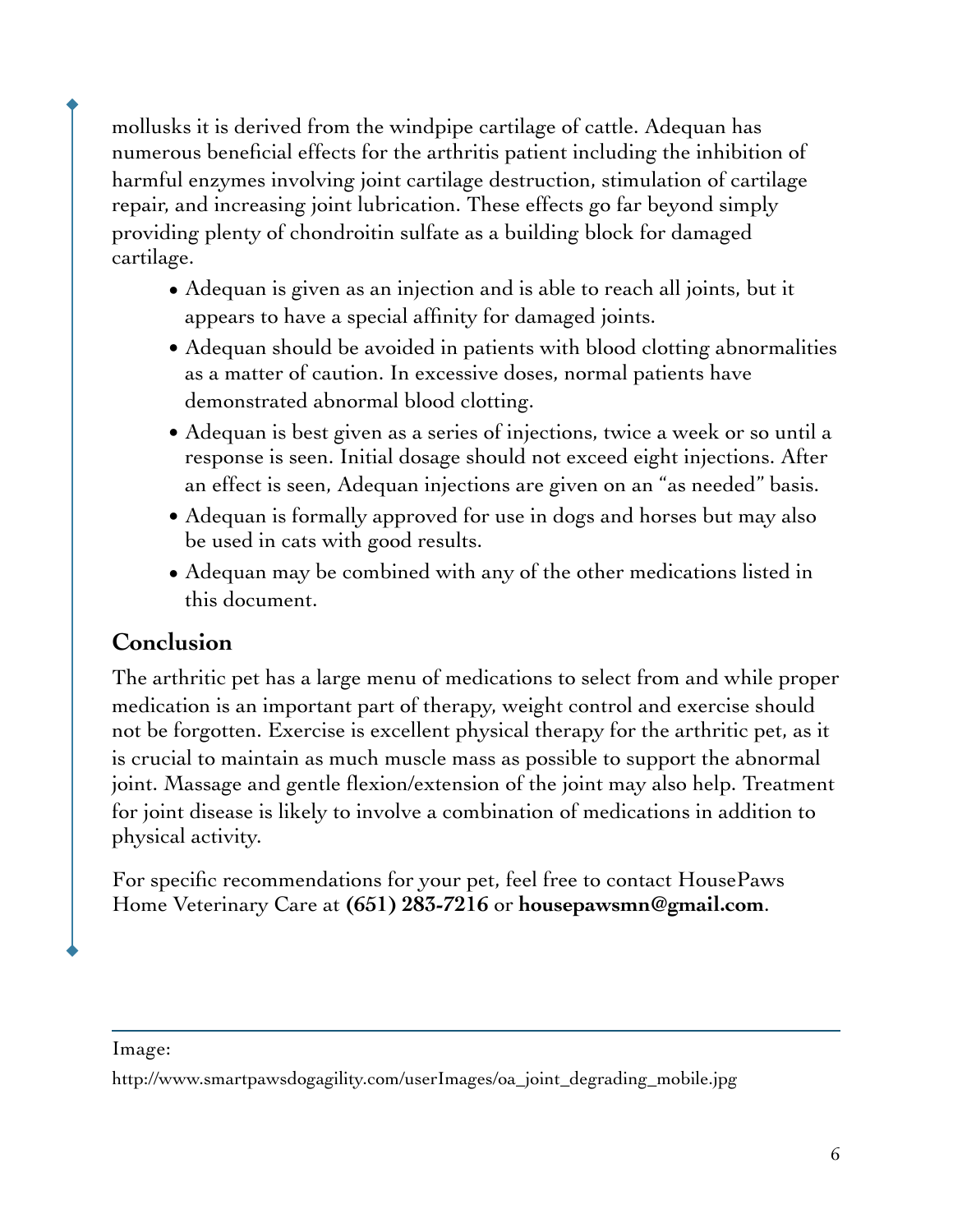mollusks it is derived from the windpipe cartilage of cattle. Adequan has numerous beneficial effects for the arthritis patient including the inhibition of harmful enzymes involving joint cartilage destruction, stimulation of cartilage repair, and increasing joint lubrication. These effects go far beyond simply providing plenty of chondroitin sulfate as a building block for damaged cartilage.

- Adequan is given as an injection and is able to reach all joints, but it appears to have a special affinity for damaged joints.
- Adequan should be avoided in patients with blood clotting abnormalities as a matter of caution. In excessive doses, normal patients have demonstrated abnormal blood clotting.
- Adequan is best given as a series of injections, twice a week or so until a response is seen. Initial dosage should not exceed eight injections. After an effect is seen, Adequan injections are given on an "as needed" basis.
- Adequan is formally approved for use in dogs and horses but may also be used in cats with good results.
- Adequan may be combined with any of the other medications listed in this document.

## Conclusion

The arthritic pet has a large menu of medications to select from and while proper medication is an important part of therapy, weight control and exercise should not be forgotten. Exercise is excellent physical therapy for the arthritic pet, as it is crucial to maintain as much muscle mass as possible to support the abnormal joint. Massage and gentle flexion/extension of the joint may also help. Treatment for joint disease is likely to involve a combination of medications in addition to physical activity.

For specific recommendations for your pet, feel free to contact HousePaws Home Veterinary Care at **(651) 283-7216** or **housepawsmn@gmail.com**.

---

Image:

http://www.smartpawsdogagility.com/userImages/oa_joint_degrading_mobile.jpg